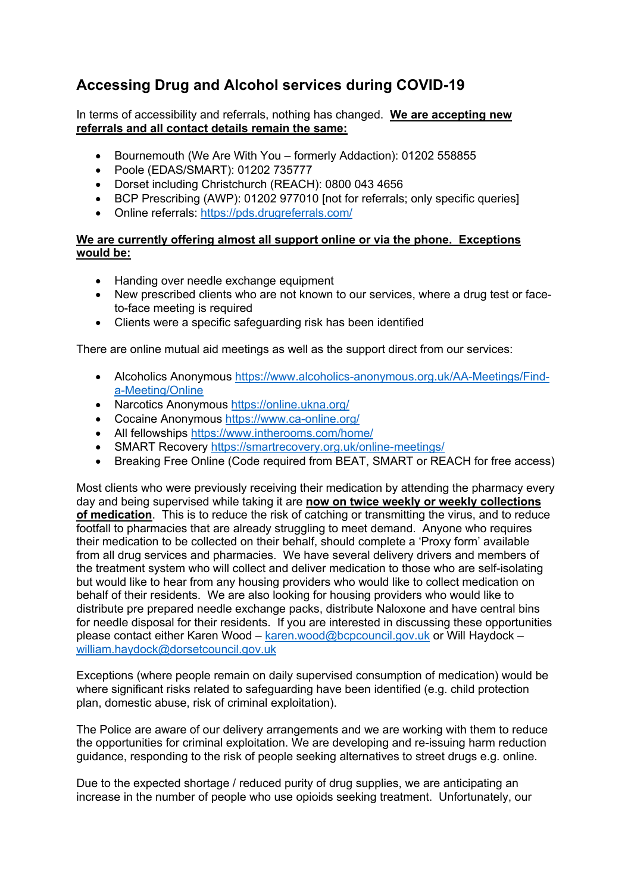# Accessing Drug and Alcohol services during COVID-19

In terms of accessibility and referrals, nothing has changed. **<u>We are accepting new referrals and all contact details remain the same:</u>**

- Bournemouth (We Are With You – formerly Addaction): 01202 558855
- Poole (EDAS/SMART): 01202 735777
- Dorset including Christchurch (REACH): 0800 043 4656
- BCP Prescribing (AWP): 01202 977010 [not for referrals; only specific queries]
- Online referrals: https://pds.drugreferrals.com/

**<u>We are currently offering almost all support online or via the phone. Exceptions would be:</u>**

- Handing over needle exchange equipment
- New prescribed clients who are not known to our services, where a drug test or face-to-face meeting is required
- Clients were a specific safeguarding risk has been identified

There are online mutual aid meetings as well as the support direct from our services:

- Alcoholics Anonymous https://www.alcoholics-anonymous.org.uk/AA-Meetings/Find-a-Meeting/Online
- Narcotics Anonymous https://online.ukna.org/
- Cocaine Anonymous https://www.ca-online.org/
- All fellowships https://www.intherooms.com/home/
- SMART Recovery https://smartrecovery.org.uk/online-meetings/
- Breaking Free Online (Code required from BEAT, SMART or REACH for free access)

Most clients who were previously receiving their medication by attending the pharmacy every day and being supervised while taking it are **<u>now on twice weekly or weekly collections of medication</u>**. This is to reduce the risk of catching or transmitting the virus, and to reduce footfall to pharmacies that are already struggling to meet demand. Anyone who requires their medication to be collected on their behalf, should complete a 'Proxy form' available from all drug services and pharmacies. We have several delivery drivers and members of the treatment system who will collect and deliver medication to those who are self-isolating but would like to hear from any housing providers who would like to collect medication on behalf of their residents. We are also looking for housing providers who would like to distribute pre prepared needle exchange packs, distribute Naloxone and have central bins for needle disposal for their residents. If you are interested in discussing these opportunities please contact either Karen Wood – karen.wood@bcpcouncil.gov.uk or Will Haydock – william.haydock@dorsetcouncil.gov.uk

Exceptions (where people remain on daily supervised consumption of medication) would be where significant risks related to safeguarding have been identified (e.g. child protection plan, domestic abuse, risk of criminal exploitation).

The Police are aware of our delivery arrangements and we are working with them to reduce the opportunities for criminal exploitation. We are developing and re-issuing harm reduction guidance, responding to the risk of people seeking alternatives to street drugs e.g. online.

Due to the expected shortage / reduced purity of drug supplies, we are anticipating an increase in the number of people who use opioids seeking treatment. Unfortunately, our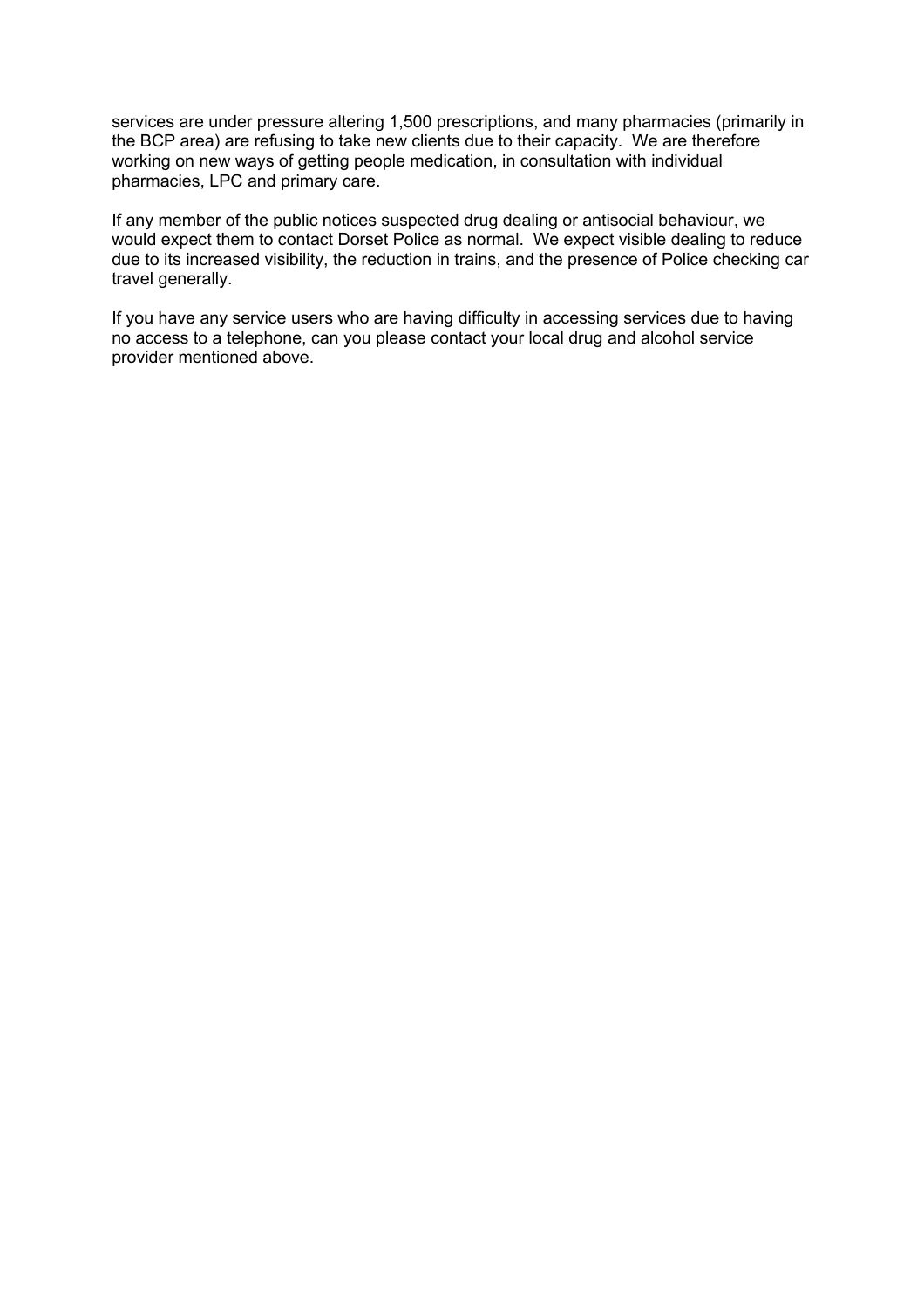services are under pressure altering 1,500 prescriptions, and many pharmacies (primarily in the BCP area) are refusing to take new clients due to their capacity. We are therefore working on new ways of getting people medication, in consultation with individual pharmacies, LPC and primary care.

If any member of the public notices suspected drug dealing or antisocial behaviour, we would expect them to contact Dorset Police as normal. We expect visible dealing to reduce due to its increased visibility, the reduction in trains, and the presence of Police checking car travel generally.

If you have any service users who are having difficulty in accessing services due to having no access to a telephone, can you please contact your local drug and alcohol service provider mentioned above.